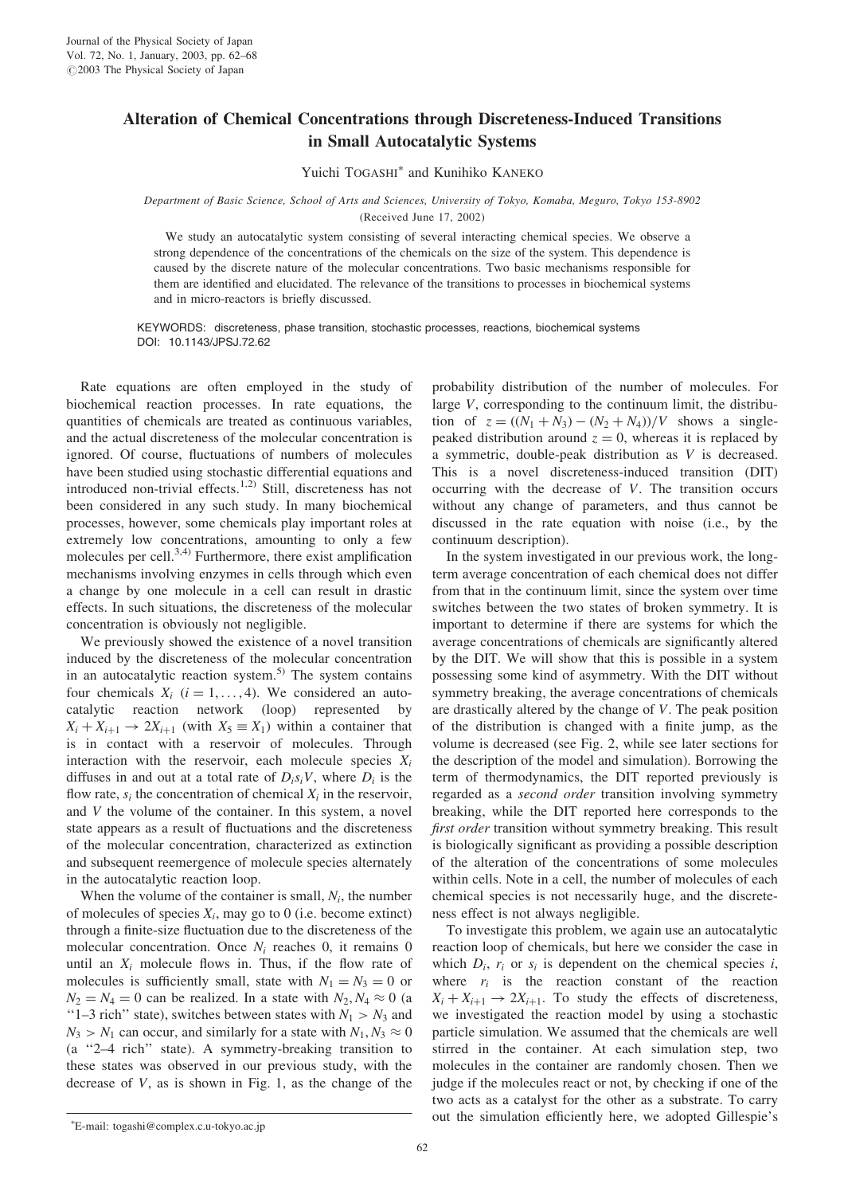# Alteration of Chemical Concentrations through Discreteness-Induced Transitions in Small Autocatalytic Systems

Yuichi TOGASHI* and Kunihiko KANEKO

*Department of Basic Science, School of Arts and Sciences, University of Tokyo, Komaba, Meguro, Tokyo 153-8902*

(Received June 17, 2002)

We study an autocatalytic system consisting of several interacting chemical species. We observe a strong dependence of the concentrations of the chemicals on the size of the system. This dependence is caused by the discrete nature of the molecular concentrations. Two basic mechanisms responsible for them are identified and elucidated. The relevance of the transitions to processes in biochemical systems and in micro-reactors is briefly discussed.

KEYWORDS: discreteness, phase transition, stochastic processes, reactions, biochemical systems
DOI: 10.1143/JPSJ.72.62

Rate equations are often employed in the study of biochemical reaction processes. In rate equations, the quantities of chemicals are treated as continuous variables, and the actual discreteness of the molecular concentration is ignored. Of course, fluctuations of numbers of molecules have been studied using stochastic differential equations and introduced non-trivial effects.[1,2] Still, discreteness has not been considered in any such study. In many biochemical processes, however, some chemicals play important roles at extremely low concentrations, amounting to only a few molecules per cell.[3,4] Furthermore, there exist amplification mechanisms involving enzymes in cells through which even a change by one molecule in a cell can result in drastic effects. In such situations, the discreteness of the molecular concentration is obviously not negligible.

We previously showed the existence of a novel transition induced by the discreteness of the molecular concentration in an autocatalytic reaction system.[5] The system contains four chemicals $X_i$ ($i = 1, \ldots, 4$). We considered an autocatalytic reaction network (loop) represented by $X_i + X_{i+1} \rightarrow 2X_{i+1}$ (with $X_5 \equiv X_1$) within a container that is in contact with a reservoir of molecules. Through interaction with the reservoir, each molecule species $X_i$ diffuses in and out at a total rate of $D_i s_i V$, where $D_i$ is the flow rate, $s_i$ the concentration of chemical $X_i$ in the reservoir, and $V$ the volume of the container. In this system, a novel state appears as a result of fluctuations and the discreteness of the molecular concentration, characterized as extinction and subsequent reemergence of molecule species alternately in the autocatalytic reaction loop.

When the volume of the container is small, $N_i$, the number of molecules of species $X_i$, may go to 0 (i.e. become extinct) through a finite-size fluctuation due to the discreteness of the molecular concentration. Once $N_i$ reaches 0, it remains 0 until an $X_i$ molecule flows in. Thus, if the flow rate of molecules is sufficiently small, state with $N_1 = N_3 = 0$ or $N_2 = N_4 = 0$ can be realized. In a state with $N_2, N_4 \approx 0$ (a "1–3 rich" state), switches between states with $N_1 > N_3$ and $N_3 > N_1$ can occur, and similarly for a state with $N_1, N_3 \approx 0$ (a "2–4 rich" state). A symmetry-breaking transition to these states was observed in our previous study, with the decrease of $V$, as is shown in Fig. 1, as the change of the probability distribution of the number of molecules. For large $V$, corresponding to the continuum limit, the distribution of $z = ((N_1 + N_3) - (N_2 + N_4))/V$ shows a single-peaked distribution around $z = 0$, whereas it is replaced by a symmetric, double-peak distribution as $V$ is decreased. This is a novel discreteness-induced transition (DIT) occurring with the decrease of $V$. The transition occurs without any change of parameters, and thus cannot be discussed in the rate equation with noise (i.e., by the continuum description).

In the system investigated in our previous work, the long-term average concentration of each chemical does not differ from that in the continuum limit, since the system over time switches between the two states of broken symmetry. It is important to determine if there are systems for which the average concentrations of chemicals are significantly altered by the DIT. We will show that this is possible in a system possessing some kind of asymmetry. With the DIT without symmetry breaking, the average concentrations of chemicals are drastically altered by the change of $V$. The peak position of the distribution is changed with a finite jump, as the volume is decreased (see Fig. 2, while see later sections for the description of the model and simulation). Borrowing the term of thermodynamics, the DIT reported previously is regarded as a *second order* transition involving symmetry breaking, while the DIT reported here corresponds to the *first order* transition without symmetry breaking. This result is biologically significant as providing a possible description of the alteration of the concentrations of some molecules within cells. Note in a cell, the number of molecules of each chemical species is not necessarily huge, and the discreteness effect is not always negligible.

To investigate this problem, we again use an autocatalytic reaction loop of chemicals, but here we consider the case in which $D_i$, $r_i$ or $s_i$ is dependent on the chemical species $i$, where $r_i$ is the reaction constant of the reaction $X_i + X_{i+1} \rightarrow 2X_{i+1}$. To study the effects of discreteness, we investigated the reaction model by using a stochastic particle simulation. We assumed that the chemicals are well stirred in the container. At each simulation step, two molecules in the container are randomly chosen. Then we judge if the molecules react or not, by checking if one of the two acts as a catalyst for the other as a substrate. To carry out the simulation efficiently here, we adopted Gillespie's

*E-mail: togashi@complex.c.u-tokyo.ac.jp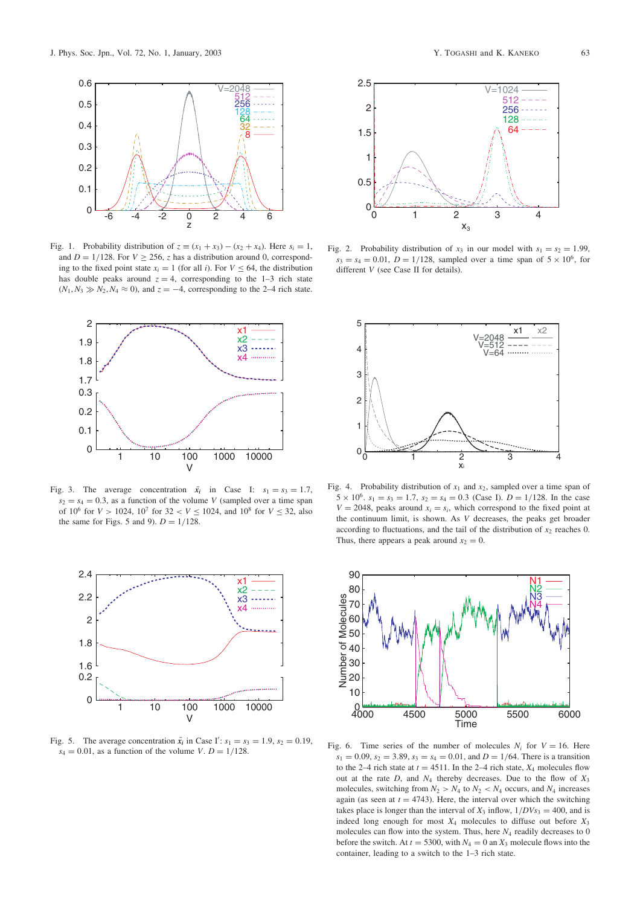Fig. 1. Probability distribution of $z \equiv (x_1 + x_3) - (x_2 + x_4)$. Here $s_i = 1$, and $D = 1/128$. For $V \geq 256$, $z$ has a distribution around 0, corresponding to the fixed point state $x_i = 1$ (for all $i$). For $V \leq 64$, the distribution has double peaks around $z = 4$, corresponding to the 1–3 rich state ($N_1, N_3 \gg N_2, N_4 \approx 0$), and $z = -4$, corresponding to the 2–4 rich state.

Fig. 2. Probability distribution of $x_3$ in our model with $s_1 = s_2 = 1.99$, $s_3 = s_4 = 0.01$, $D = 1/128$, sampled over a time span of $5 \times 10^6$, for different $V$ (see Case II for details).

Fig. 3. The average concentration $\bar{x}_i$ in Case I: $s_1 = s_3 = 1.7$, $s_2 = s_4 = 0.3$, as a function of the volume $V$ (sampled over a time span of $10^6$ for $V > 1024$, $10^7$ for $32 < V \leq 1024$, and $10^8$ for $V \leq 32$, also the same for Figs. 5 and 9). $D = 1/128$.

Fig. 4. Probability distribution of $x_1$ and $x_2$, sampled over a time span of $5 \times 10^6$. $s_1 = s_3 = 1.7$, $s_2 = s_4 = 0.3$ (Case I). $D = 1/128$. In the case $V = 2048$, peaks around $x_i = s_i$, which correspond to the fixed point at the continuum limit, is shown. As $V$ decreases, the peaks get broader according to fluctuations, and the tail of the distribution of $x_2$ reaches 0. Thus, there appears a peak around $x_2 = 0$.

Fig. 5. The average concentration $\bar{x}_i$ in Case I′: $s_1 = s_3 = 1.9$, $s_2 = 0.19$, $s_4 = 0.01$, as a function of the volume $V$. $D = 1/128$.

Fig. 6. Time series of the number of molecules $N_i$ for $V = 16$. Here $s_1 = 0.09$, $s_2 = 3.89$, $s_3 = s_4 = 0.01$, and $D = 1/64$. There is a transition to the 2–4 rich state at $t = 4511$. In the 2–4 rich state, $X_4$ molecules flow out at the rate $D$, and $N_4$ thereby decreases. Due to the flow of $X_3$ molecules, switching from $N_2 > N_4$ to $N_2 < N_4$ occurs, and $N_4$ increases again (as seen at $t = 4743$). Here, the interval over which the switching takes place is longer than the interval of $X_3$ inflow, $1/DVs_3 = 400$, and is indeed long enough for most $X_4$ molecules to diffuse out before $X_3$ molecules can flow into the system. Thus, here $N_4$ readily decreases to 0 before the switch. At $t = 5300$, with $N_4 = 0$ an $X_3$ molecule flows into the container, leading to a switch to the 1–3 rich state.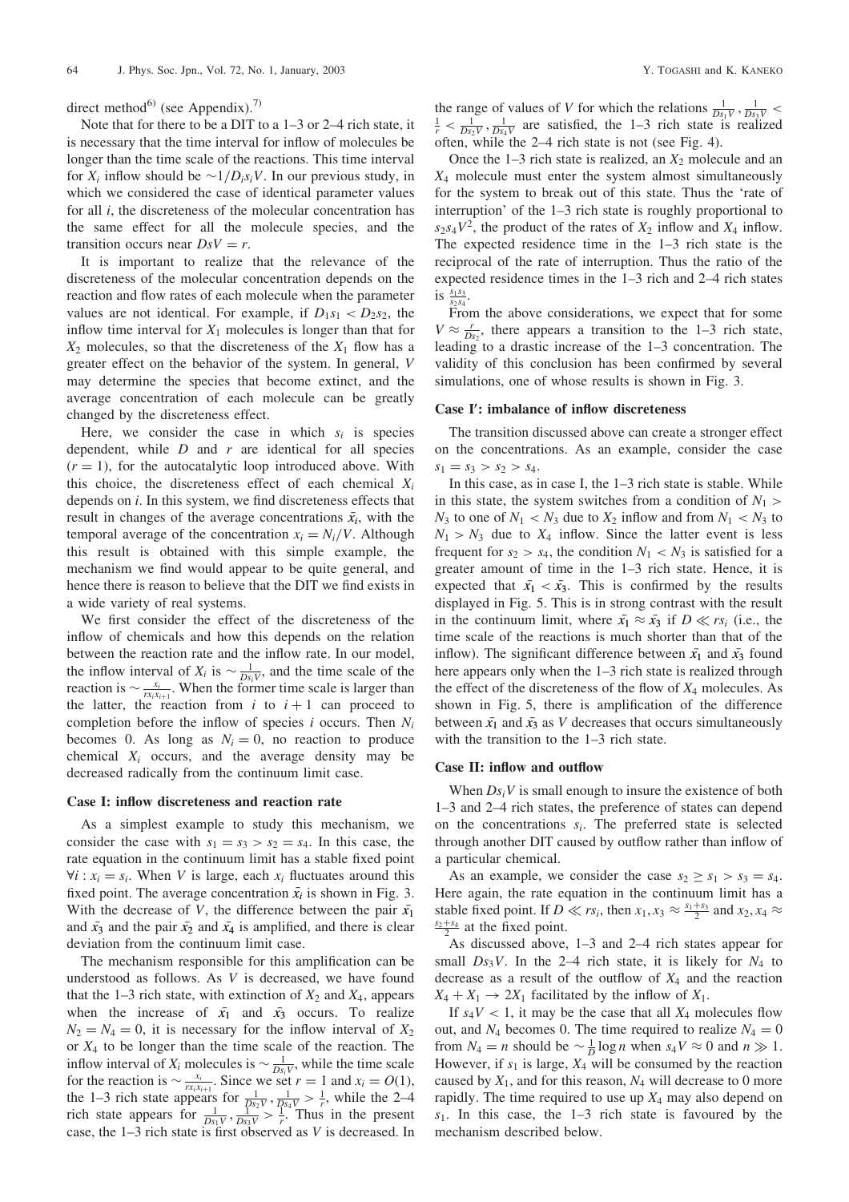direct method[6] (see Appendix).[7]

Note that for there to be a DIT to a 1–3 or 2–4 rich state, it is necessary that the time interval for inflow of molecules be longer than the time scale of the reactions. This time interval for $X_i$ inflow should be $\sim 1/D_i s_i V$. In our previous study, in which we considered the case of identical parameter values for all $i$, the discreteness of the molecular concentration has the same effect for all the molecule species, and the transition occurs near $DsV = r$.

It is important to realize that the relevance of the discreteness of the molecular concentration depends on the reaction and flow rates of each molecule when the parameter values are not identical. For example, if $D_1 s_1 < D_2 s_2$, the inflow time interval for $X_1$ molecules is longer than that for $X_2$ molecules, so that the discreteness of the $X_1$ flow has a greater effect on the behavior of the system. In general, $V$ may determine the species that become extinct, and the average concentration of each molecule can be greatly changed by the discreteness effect.

Here, we consider the case in which $s_i$ is species dependent, while $D$ and $r$ are identical for all species ($r = 1$), for the autocatalytic loop introduced above. With this choice, the discreteness effect of each chemical $X_i$ depends on $i$. In this system, we find discreteness effects that result in changes of the average concentrations $\bar{x_i}$, with the temporal average of the concentration $x_i = N_i/V$. Although this result is obtained with this simple example, the mechanism we find would appear to be quite general, and hence there is reason to believe that the DIT we find exists in a wide variety of real systems.

We first consider the effect of the discreteness of the inflow of chemicals and how this depends on the relation between the reaction rate and the inflow rate. In our model, the inflow interval of $X_i$ is $\sim \frac{1}{Ds_i V}$, and the time scale of the reaction is $\sim \frac{x_i}{r x_i x_{i+1}}$. When the former time scale is larger than the latter, the reaction from $i$ to $i+1$ can proceed to completion before the inflow of species $i$ occurs. Then $N_i$ becomes 0. As long as $N_i = 0$, no reaction to produce chemical $X_i$ occurs, and the average density may be decreased radically from the continuum limit case.

### Case I: inflow discreteness and reaction rate

As a simplest example to study this mechanism, we consider the case with $s_1 = s_3 > s_2 = s_4$. In this case, the rate equation in the continuum limit has a stable fixed point $\forall i : x_i = s_i$. When $V$ is large, each $x_i$ fluctuates around this fixed point. The average concentration $\bar{x_i}$ is shown in Fig. 3. With the decrease of $V$, the difference between the pair $\bar{x_1}$ and $\bar{x_3}$ and the pair $\bar{x_2}$ and $\bar{x_4}$ is amplified, and there is clear deviation from the continuum limit case.

The mechanism responsible for this amplification can be understood as follows. As $V$ is decreased, we have found that the 1–3 rich state, with extinction of $X_2$ and $X_4$, appears when the increase of $\bar{x_1}$ and $\bar{x_3}$ occurs. To realize $N_2 = N_4 = 0$, it is necessary for the inflow interval of $X_2$ or $X_4$ to be longer than the time scale of the reaction. The inflow interval of $X_i$ molecules is $\sim \frac{1}{Ds_i V}$, while the time scale for the reaction is $\sim \frac{x_i}{r x_i x_{i+1}}$. Since we set $r = 1$ and $x_i = O(1)$, the 1–3 rich state appears for $\frac{1}{Ds_2 V}, \frac{1}{Ds_4 V} > \frac{1}{r}$, while the 2–4 rich state appears for $\frac{1}{Ds_1 V}, \frac{1}{Ds_3 V} > \frac{1}{r}$. Thus in the present case, the 1–3 rich state is first observed as $V$ is decreased. In the range of values of $V$ for which the relations $\frac{1}{Ds_1 V}, \frac{1}{Ds_3 V} < \frac{1}{r} < \frac{1}{Ds_2 V}, \frac{1}{Ds_4 V}$ are satisfied, the 1–3 rich state is realized often, while the 2–4 rich state is not (see Fig. 4).

Once the 1–3 rich state is realized, an $X_2$ molecule and an $X_4$ molecule must enter the system almost simultaneously for the system to break out of this state. Thus the 'rate of interruption' of the 1–3 rich state is roughly proportional to $s_2 s_4 V^2$, the product of the rates of $X_2$ inflow and $X_4$ inflow. The expected residence time in the 1–3 rich state is the reciprocal of the rate of interruption. Thus the ratio of the expected residence times in the 1–3 rich and 2–4 rich states is $\frac{s_1 s_3}{s_2 s_4}$.

From the above considerations, we expect that for some $V \approx \frac{r}{Ds_2}$, there appears a transition to the 1–3 rich state, leading to a drastic increase of the 1–3 concentration. The validity of this conclusion has been confirmed by several simulations, one of whose results is shown in Fig. 3.

### Case I′: imbalance of inflow discreteness

The transition discussed above can create a stronger effect on the concentrations. As an example, consider the case $s_1 = s_3 > s_2 > s_4$.

In this case, as in case I, the 1–3 rich state is stable. While in this state, the system switches from a condition of $N_1 > N_3$ to one of $N_1 < N_3$ due to $X_2$ inflow and from $N_1 < N_3$ to $N_1 > N_3$ due to $X_4$ inflow. Since the latter event is less frequent for $s_2 > s_4$, the condition $N_1 < N_3$ is satisfied for a greater amount of time in the 1–3 rich state. Hence, it is expected that $\bar{x_1} < \bar{x_3}$. This is confirmed by the results displayed in Fig. 5. This is in strong contrast with the result in the continuum limit, where $\bar{x_1} \approx \bar{x_3}$ if $D \ll rs_i$ (i.e., the time scale of the reactions is much shorter than that of the inflow). The significant difference between $\bar{x_1}$ and $\bar{x_3}$ found here appears only when the 1–3 rich state is realized through the effect of the discreteness of the flow of $X_4$ molecules. As shown in Fig. 5, there is amplification of the difference between $\bar{x_1}$ and $\bar{x_3}$ as $V$ decreases that occurs simultaneously with the transition to the 1–3 rich state.

### Case II: inflow and outflow

When $Ds_i V$ is small enough to insure the existence of both 1–3 and 2–4 rich states, the preference of states can depend on the concentrations $s_i$. The preferred state is selected through another DIT caused by outflow rather than inflow of a particular chemical.

As an example, we consider the case $s_2 \geq s_1 > s_3 = s_4$. Here again, the rate equation in the continuum limit has a stable fixed point. If $D \ll rs_i$, then $x_1, x_3 \approx \frac{s_1 + s_3}{2}$ and $x_2, x_4 \approx \frac{s_2 + s_4}{2}$ at the fixed point.

As discussed above, 1–3 and 2–4 rich states appear for small $Ds_3 V$. In the 2–4 rich state, it is likely for $N_4$ to decrease as a result of the outflow of $X_4$ and the reaction $X_4 + X_1 \to 2X_1$ facilitated by the inflow of $X_1$.

If $s_4 V < 1$, it may be the case that all $X_4$ molecules flow out, and $N_4$ becomes 0. The time required to realize $N_4 = 0$ from $N_4 = n$ should be $\sim \frac{1}{D} \log n$ when $s_4 V \approx 0$ and $n \gg 1$. However, if $s_1$ is large, $X_4$ will be consumed by the reaction caused by $X_1$, and for this reason, $N_4$ will decrease to 0 more rapidly. The time required to use up $X_4$ may also depend on $s_1$. In this case, the 1–3 rich state is favoured by the mechanism described below.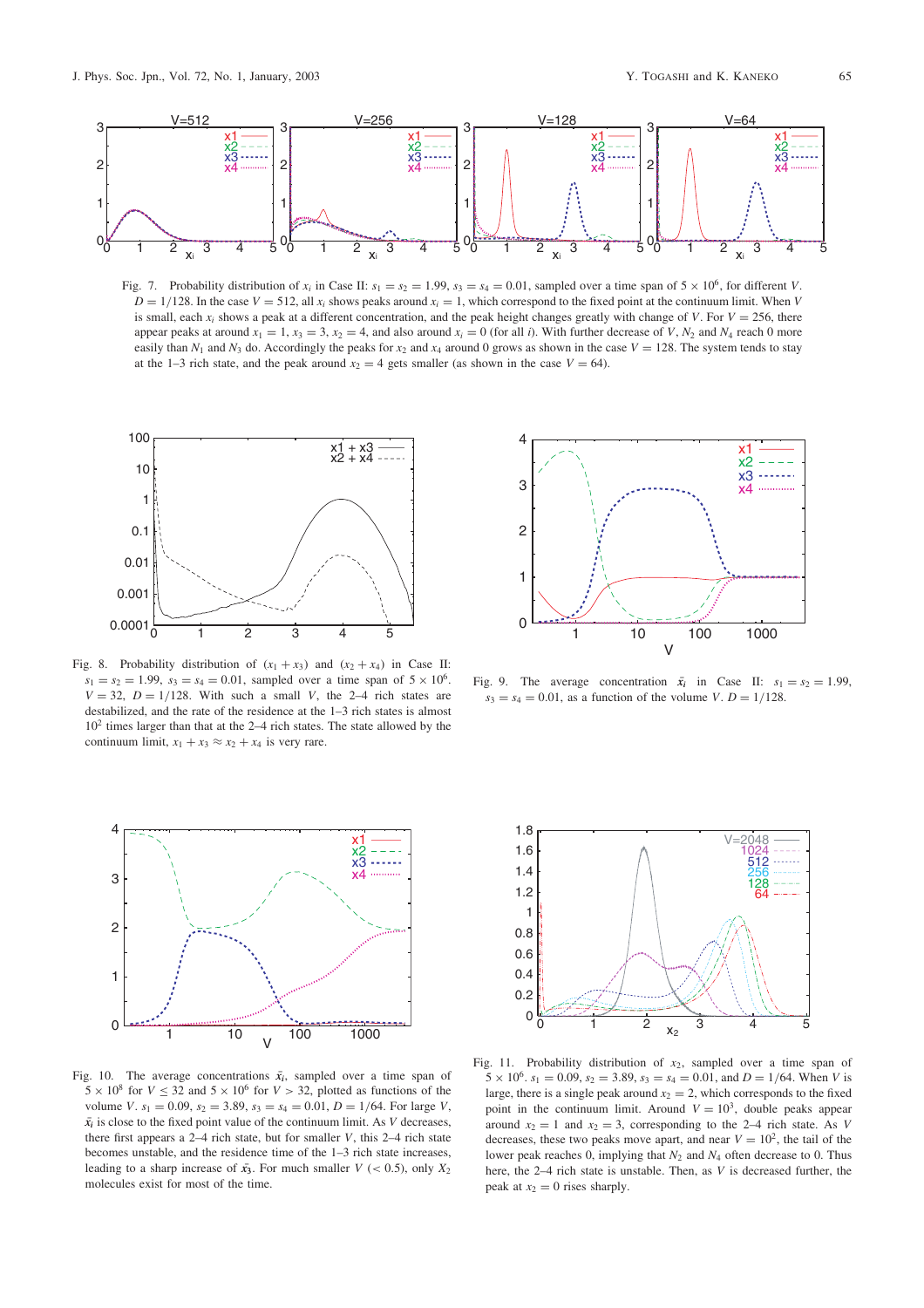Fig. 7. Probability distribution of $x_i$ in Case II: $s_1 = s_2 = 1.99$, $s_3 = s_4 = 0.01$, sampled over a time span of $5 \times 10^6$, for different $V$. $D = 1/128$. In the case $V = 512$, all $x_i$ shows peaks around $x_i = 1$, which correspond to the fixed point at the continuum limit. When $V$ is small, each $x_i$ shows a peak at a different concentration, and the peak height changes greatly with change of $V$. For $V = 256$, there appear peaks at around $x_1 = 1$, $x_3 = 3$, $x_2 = 4$, and also around $x_i = 0$ (for all $i$). With further decrease of $V$, $N_2$ and $N_4$ reach 0 more easily than $N_1$ and $N_3$ do. Accordingly the peaks for $x_2$ and $x_4$ around 0 grows as shown in the case $V = 128$. The system tends to stay at the 1–3 rich state, and the peak around $x_2 = 4$ gets smaller (as shown in the case $V = 64$).

Fig. 8. Probability distribution of $(x_1 + x_3)$ and $(x_2 + x_4)$ in Case II: $s_1 = s_2 = 1.99$, $s_3 = s_4 = 0.01$, sampled over a time span of $5 \times 10^6$. $V = 32$, $D = 1/128$. With such a small $V$, the 2–4 rich states are destabilized, and the rate of the residence at the 1–3 rich states is almost $10^2$ times larger than that at the 2–4 rich states. The state allowed by the continuum limit, $x_1 + x_3 \approx x_2 + x_4$ is very rare.

Fig. 9. The average concentration $\bar{x}_i$ in Case II: $s_1 = s_2 = 1.99$, $s_3 = s_4 = 0.01$, as a function of the volume $V$. $D = 1/128$.

Fig. 10. The average concentrations $\bar{x}_i$, sampled over a time span of $5 \times 10^8$ for $V \leq 32$ and $5 \times 10^6$ for $V > 32$, plotted as functions of the volume $V$. $s_1 = 0.09$, $s_2 = 3.89$, $s_3 = s_4 = 0.01$, $D = 1/64$. For large $V$, $\bar{x}_i$ is close to the fixed point value of the continuum limit. As $V$ decreases, there first appears a 2–4 rich state, but for smaller $V$, this 2–4 rich state becomes unstable, and the residence time of the 1–3 rich state increases, leading to a sharp increase of $\bar{x}_3$. For much smaller $V$ ($< 0.5$), only $X_2$ molecules exist for most of the time.

Fig. 11. Probability distribution of $x_2$, sampled over a time span of $5 \times 10^6$. $s_1 = 0.09$, $s_2 = 3.89$, $s_3 = s_4 = 0.01$, and $D = 1/64$. When $V$ is large, there is a single peak around $x_2 = 2$, which corresponds to the fixed point in the continuum limit. Around $V = 10^3$, double peaks appear around $x_2 = 1$ and $x_2 = 3$, corresponding to the 2–4 rich state. As $V$ decreases, these two peaks move apart, and near $V = 10^2$, the tail of the lower peak reaches 0, implying that $N_2$ and $N_4$ often decrease to 0. Thus here, the 2–4 rich state is unstable. Then, as $V$ is decreased further, the peak at $x_2 = 0$ rises sharply.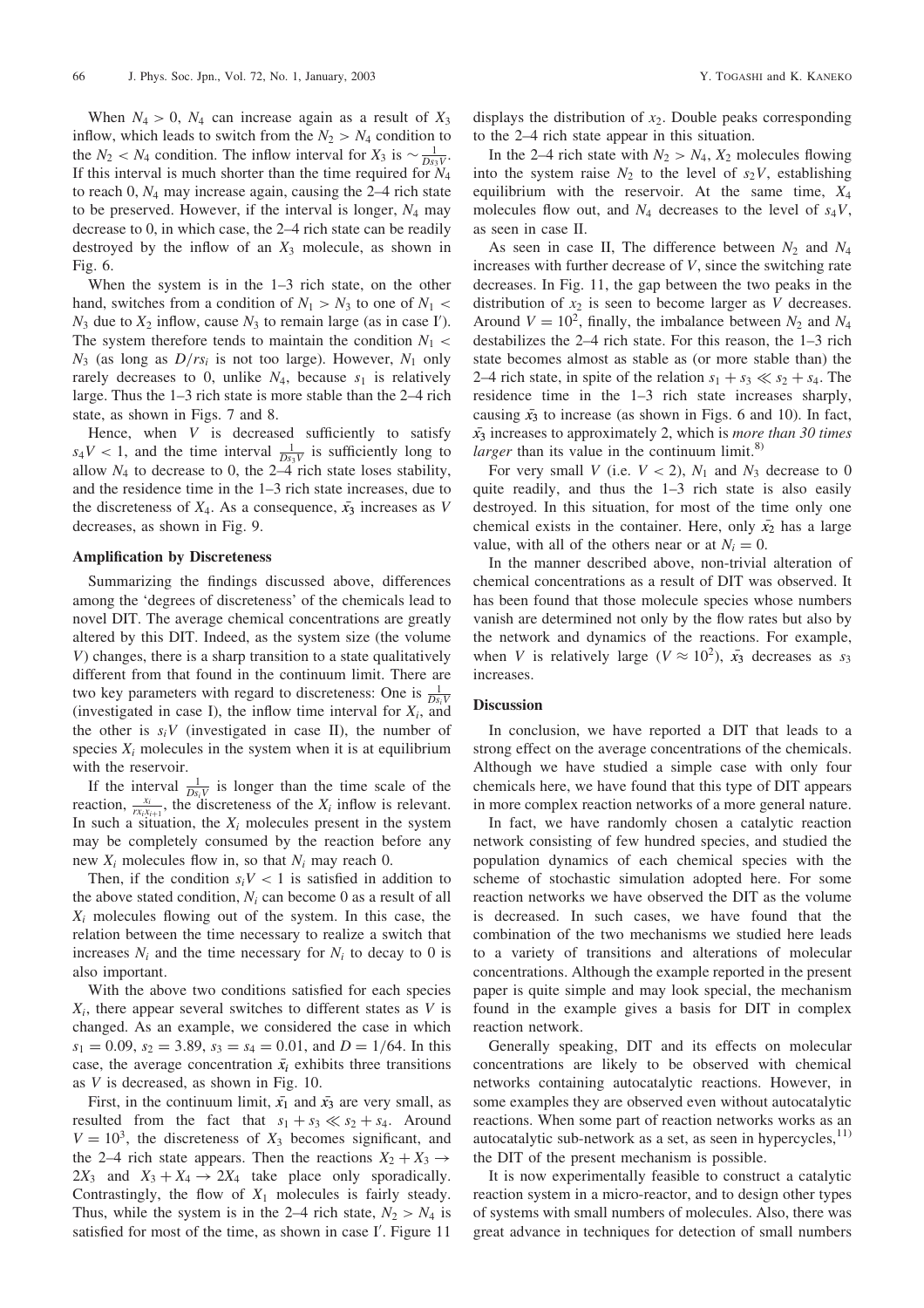When $N_4 > 0$, $N_4$ can increase again as a result of $X_3$ inflow, which leads to switch from the $N_2 > N_4$ condition to the $N_2 < N_4$ condition. The inflow interval for $X_3$ is $\sim \frac{1}{Ds_3V}$. If this interval is much shorter than the time required for $N_4$ to reach 0, $N_4$ may increase again, causing the 2–4 rich state to be preserved. However, if the interval is longer, $N_4$ may decrease to 0, in which case, the 2–4 rich state can be readily destroyed by the inflow of an $X_3$ molecule, as shown in Fig. 6.

When the system is in the 1–3 rich state, on the other hand, switches from a condition of $N_1 > N_3$ to one of $N_1 < N_3$ due to $X_2$ inflow, cause $N_3$ to remain large (as in case I′). The system therefore tends to maintain the condition $N_1 < N_3$ (as long as $D/rs_i$ is not too large). However, $N_1$ only rarely decreases to 0, unlike $N_4$, because $s_1$ is relatively large. Thus the 1–3 rich state is more stable than the 2–4 rich state, as shown in Figs. 7 and 8.

Hence, when $V$ is decreased sufficiently to satisfy $s_4V < 1$, and the time interval $\frac{1}{Ds_3V}$ is sufficiently long to allow $N_4$ to decrease to 0, the 2–4 rich state loses stability, and the residence time in the 1–3 rich state increases, due to the discreteness of $X_4$. As a consequence, $\bar{x_3}$ increases as $V$ decreases, as shown in Fig. 9.

### Amplification by Discreteness

Summarizing the findings discussed above, differences among the 'degrees of discreteness' of the chemicals lead to novel DIT. The average chemical concentrations are greatly altered by this DIT. Indeed, as the system size (the volume $V$) changes, there is a sharp transition to a state qualitatively different from that found in the continuum limit. There are two key parameters with regard to discreteness: One is $\frac{1}{Ds_iV}$ (investigated in case I), the inflow time interval for $X_i$, and the other is $s_iV$ (investigated in case II), the number of species $X_i$ molecules in the system when it is at equilibrium with the reservoir.

If the interval $\frac{1}{Ds_iV}$ is longer than the time scale of the reaction, $\frac{x_i}{rx_ix_{i+1}}$, the discreteness of the $X_i$ inflow is relevant. In such a situation, the $X_i$ molecules present in the system may be completely consumed by the reaction before any new $X_i$ molecules flow in, so that $N_i$ may reach 0.

Then, if the condition $s_iV < 1$ is satisfied in addition to the above stated condition, $N_i$ can become 0 as a result of all $X_i$ molecules flowing out of the system. In this case, the relation between the time necessary to realize a switch that increases $N_i$ and the time necessary for $N_i$ to decay to 0 is also important.

With the above two conditions satisfied for each species $X_i$, there appear several switches to different states as $V$ is changed. As an example, we considered the case in which $s_1 = 0.09$, $s_2 = 3.89$, $s_3 = s_4 = 0.01$, and $D = 1/64$. In this case, the average concentration $\bar{x_i}$ exhibits three transitions as $V$ is decreased, as shown in Fig. 10.

First, in the continuum limit, $\bar{x_1}$ and $\bar{x_3}$ are very small, as resulted from the fact that $s_1 + s_3 \ll s_2 + s_4$. Around $V = 10^3$, the discreteness of $X_3$ becomes significant, and the 2–4 rich state appears. Then the reactions $X_2 + X_3 \to 2X_3$ and $X_3 + X_4 \to 2X_4$ take place only sporadically. Contrastingly, the flow of $X_1$ molecules is fairly steady. Thus, while the system is in the 2–4 rich state, $N_2 > N_4$ is satisfied for most of the time, as shown in case I′. Figure 11 displays the distribution of $x_2$. Double peaks corresponding to the 2–4 rich state appear in this situation.

In the 2–4 rich state with $N_2 > N_4$, $X_2$ molecules flowing into the system raise $N_2$ to the level of $s_2V$, establishing equilibrium with the reservoir. At the same time, $X_4$ molecules flow out, and $N_4$ decreases to the level of $s_4V$, as seen in case II.

As seen in case II, The difference between $N_2$ and $N_4$ increases with further decrease of $V$, since the switching rate decreases. In Fig. 11, the gap between the two peaks in the distribution of $x_2$ is seen to become larger as $V$ decreases. Around $V = 10^2$, finally, the imbalance between $N_2$ and $N_4$ destabilizes the 2–4 rich state. For this reason, the 1–3 rich state becomes almost as stable as (or more stable than) the 2–4 rich state, in spite of the relation $s_1 + s_3 \ll s_2 + s_4$. The residence time in the 1–3 rich state increases sharply, causing $\bar{x_3}$ to increase (as shown in Figs. 6 and 10). In fact, $\bar{x_3}$ increases to approximately 2, which is *more than 30 times larger* than its value in the continuum limit.[8)]

For very small $V$ (i.e. $V < 2$), $N_1$ and $N_3$ decrease to 0 quite readily, and thus the 1–3 rich state is also easily destroyed. In this situation, for most of the time only one chemical exists in the container. Here, only $\bar{x_2}$ has a large value, with all of the others near or at $N_i = 0$.

In the manner described above, non-trivial alteration of chemical concentrations as a result of DIT was observed. It has been found that those molecule species whose numbers vanish are determined not only by the flow rates but also by the network and dynamics of the reactions. For example, when $V$ is relatively large ($V \approx 10^2$), $\bar{x_3}$ decreases as $s_3$ increases.

### Discussion

In conclusion, we have reported a DIT that leads to a strong effect on the average concentrations of the chemicals. Although we have studied a simple case with only four chemicals here, we have found that this type of DIT appears in more complex reaction networks of a more general nature.

In fact, we have randomly chosen a catalytic reaction network consisting of few hundred species, and studied the population dynamics of each chemical species with the scheme of stochastic simulation adopted here. For some reaction networks we have observed the DIT as the volume is decreased. In such cases, we have found that the combination of the two mechanisms we studied here leads to a variety of transitions and alterations of molecular concentrations. Although the example reported in the present paper is quite simple and may look special, the mechanism found in the example gives a basis for DIT in complex reaction network.

Generally speaking, DIT and its effects on molecular concentrations are likely to be observed with chemical networks containing autocatalytic reactions. However, in some examples they are observed even without autocatalytic reactions. When some part of reaction networks works as an autocatalytic sub-network as a set, as seen in hypercycles,[11)] the DIT of the present mechanism is possible.

It is now experimentally feasible to construct a catalytic reaction system in a micro-reactor, and to design other types of systems with small numbers of molecules. Also, there was great advance in techniques for detection of small numbers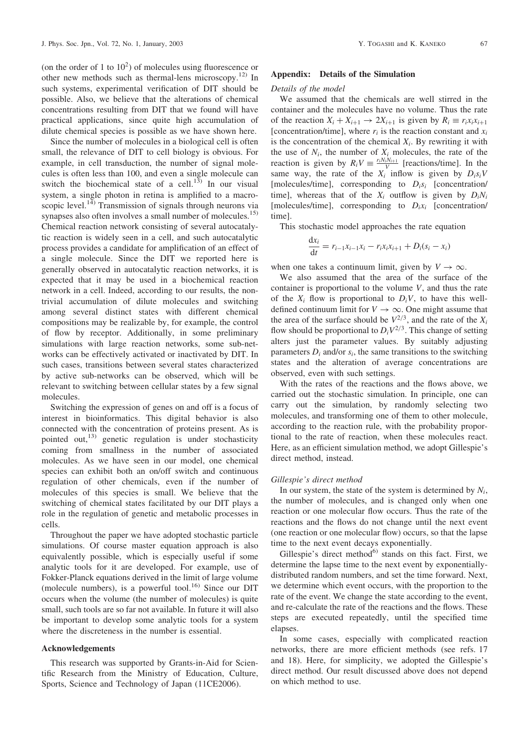(on the order of 1 to $10^2$) of molecules using fluorescence or other new methods such as thermal-lens microscopy.[12] In such systems, experimental verification of DIT should be possible. Also, we believe that the alterations of chemical concentrations resulting from DIT that we found will have practical applications, since quite high accumulation of dilute chemical species is possible as we have shown here.

Since the number of molecules in a biological cell is often small, the relevance of DIT to cell biology is obvious. For example, in cell transduction, the number of signal molecules is often less than 100, and even a single molecule can switch the biochemical state of a cell.[13] In our visual system, a single photon in retina is amplified to a macroscopic level.[14] Transmission of signals through neurons via synapses also often involves a small number of molecules.[15] Chemical reaction network consisting of several autocatalytic reaction is widely seen in a cell, and such autocatalytic process provides a candidate for amplification of an effect of a single molecule. Since the DIT we reported here is generally observed in autocatalytic reaction networks, it is expected that it may be used in a biochemical reaction network in a cell. Indeed, according to our results, the nontrivial accumulation of dilute molecules and switching among several distinct states with different chemical compositions may be realizable by, for example, the control of flow by receptor. Additionally, in some preliminary simulations with large reaction networks, some sub-networks can be effectively activated or inactivated by DIT. In such cases, transitions between several states characterized by active sub-networks can be observed, which will be relevant to switching between cellular states by a few signal molecules.

Switching the expression of genes on and off is a focus of interest in bioinformatics. This digital behavior is also connected with the concentration of proteins present. As is pointed out,[13] genetic regulation is under stochasticity coming from smallness in the number of associated molecules. As we have seen in our model, one chemical species can exhibit both an on/off switch and continuous regulation of other chemicals, even if the number of molecules of this species is small. We believe that the switching of chemical states facilitated by our DIT plays a role in the regulation of genetic and metabolic processes in cells.

Throughout the paper we have adopted stochastic particle simulations. Of course master equation approach is also equivalently possible, which is especially useful if some analytic tools for it are developed. For example, use of Fokker-Planck equations derived in the limit of large volume (molecule numbers), is a powerful tool.[16] Since our DIT occurs when the volume (the number of molecules) is quite small, such tools are so far not available. In future it will also be important to develop some analytic tools for a system where the discreteness in the number is essential.

## Acknowledgements

This research was supported by Grants-in-Aid for Scientific Research from the Ministry of Education, Culture, Sports, Science and Technology of Japan (11CE2006).

## Appendix: Details of the Simulation

### *Details of the model*

We assumed that the chemicals are well stirred in the container and the molecules have no volume. Thus the rate of the reaction $X_i + X_{i+1} \rightarrow 2X_{i+1}$ is given by $R_i \equiv r_i x_i x_{i+1}$ [concentration/time], where $r_i$ is the reaction constant and $x_i$ is the concentration of the chemical $X_i$. By rewriting it with the use of $N_i$, the number of $X_i$ molecules, the rate of the reaction is given by $R_i V \equiv \frac{r_i N_i N_{i+1}}{V}$ [reactions/time]. In the same way, the rate of the $X_i$ inflow is given by $D_i s_i V$ [molecules/time], corresponding to $D_i s_i$ [concentration/time], whereas that of the $X_i$ outflow is given by $D_i N_i$ [molecules/time], corresponding to $D_i x_i$ [concentration/time].

This stochastic model approaches the rate equation

$$\frac{\mathrm{d}x_i}{\mathrm{d}t} = r_{i-1} x_{i-1} x_i - r_i x_i x_{i+1} + D_i(s_i - x_i)$$

when one takes a continuum limit, given by $V \rightarrow \infty$.

We also assumed that the area of the surface of the container is proportional to the volume $V$, and thus the rate of the $X_i$ flow is proportional to $D_i V$, to have this well-defined continuum limit for $V \rightarrow \infty$. One might assume that the area of the surface should be $V^{2/3}$, and the rate of the $X_i$ flow should be proportional to $D_i V^{2/3}$. This change of setting alters just the parameter values. By suitably adjusting parameters $D_i$ and/or $s_i$, the same transitions to the switching states and the alteration of average concentrations are observed, even with such settings.

With the rates of the reactions and the flows above, we carried out the stochastic simulation. In principle, one can carry out the simulation, by randomly selecting two molecules, and transforming one of them to other molecule, according to the reaction rule, with the probability proportional to the rate of reaction, when these molecules react. Here, as an efficient simulation method, we adopt Gillespie's direct method, instead.

### *Gillespie's direct method*

In our system, the state of the system is determined by $N_i$, the number of molecules, and is changed only when one reaction or one molecular flow occurs. Thus the rate of the reactions and the flows do not change until the next event (one reaction or one molecular flow) occurs, so that the lapse time to the next event decays exponentially.

Gillespie's direct method[6] stands on this fact. First, we determine the lapse time to the next event by exponentially-distributed random numbers, and set the time forward. Next, we determine which event occurs, with the proportion to the rate of the event. We change the state according to the event, and re-calculate the rate of the reactions and the flows. These steps are executed repeatedly, until the specified time elapses.

In some cases, especially with complicated reaction networks, there are more efficient methods (see refs. 17 and 18). Here, for simplicity, we adopted the Gillespie's direct method. Our result discussed above does not depend on which method to use.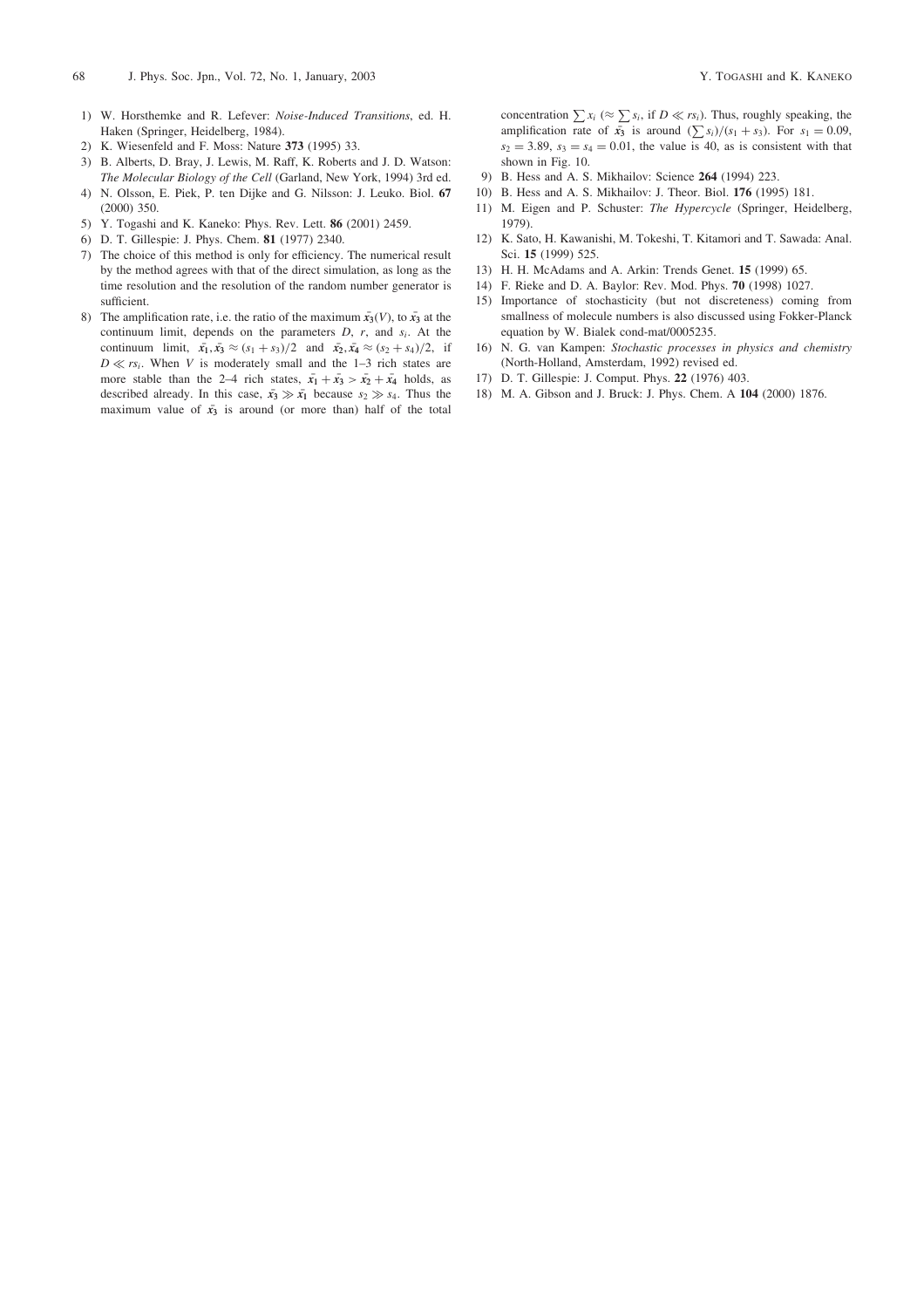1) W. Horsthemke and R. Lefever: *Noise-Induced Transitions*, ed. H. Haken (Springer, Heidelberg, 1984).
2) K. Wiesenfeld and F. Moss: Nature **373** (1995) 33.
3) B. Alberts, D. Bray, J. Lewis, M. Raff, K. Roberts and J. D. Watson: *The Molecular Biology of the Cell* (Garland, New York, 1994) 3rd ed.
4) N. Olsson, E. Piek, P. ten Dijke and G. Nilsson: J. Leuko. Biol. **67** (2000) 350.
5) Y. Togashi and K. Kaneko: Phys. Rev. Lett. **86** (2001) 2459.
6) D. T. Gillespie: J. Phys. Chem. **81** (1977) 2340.
7) The choice of this method is only for efficiency. The numerical result by the method agrees with that of the direct simulation, as long as the time resolution and the resolution of the random number generator is sufficient.
8) The amplification rate, i.e. the ratio of the maximum $\bar{x_3}(V)$, to $\bar{x_3}$ at the continuum limit, depends on the parameters $D$, $r$, and $s_i$. At the continuum limit, $\bar{x_1}, \bar{x_3} \approx (s_1 + s_3)/2$ and $\bar{x_2}, \bar{x_4} \approx (s_2 + s_4)/2$, if $D \ll rs_i$. When $V$ is moderately small and the 1–3 rich states are more stable than the 2–4 rich states, $\bar{x_1} + \bar{x_3} > \bar{x_2} + \bar{x_4}$ holds, as described already. In this case, $\bar{x_3} \gg \bar{x_1}$ because $s_2 \gg s_4$. Thus the maximum value of $\bar{x_3}$ is around (or more than) half of the total concentration $\sum x_i$ ($\approx \sum s_i$, if $D \ll rs_i$). Thus, roughly speaking, the amplification rate of $\bar{x_3}$ is around $(\sum s_i)/(s_1 + s_3)$. For $s_1 = 0.09$, $s_2 = 3.89$, $s_3 = s_4 = 0.01$, the value is 40, as is consistent with that shown in Fig. 10.
9) B. Hess and A. S. Mikhailov: Science **264** (1994) 223.
10) B. Hess and A. S. Mikhailov: J. Theor. Biol. **176** (1995) 181.
11) M. Eigen and P. Schuster: *The Hypercycle* (Springer, Heidelberg, 1979).
12) K. Sato, H. Kawanishi, M. Tokeshi, T. Kitamori and T. Sawada: Anal. Sci. **15** (1999) 525.
13) H. H. McAdams and A. Arkin: Trends Genet. **15** (1999) 65.
14) F. Rieke and D. A. Baylor: Rev. Mod. Phys. **70** (1998) 1027.
15) Importance of stochasticity (but not discreteness) coming from smallness of molecule numbers is also discussed using Fokker-Planck equation by W. Bialek cond-mat/0005235.
16) N. G. van Kampen: *Stochastic processes in physics and chemistry* (North-Holland, Amsterdam, 1992) revised ed.
17) D. T. Gillespie: J. Comput. Phys. **22** (1976) 403.
18) M. A. Gibson and J. Bruck: J. Phys. Chem. A **104** (2000) 1876.